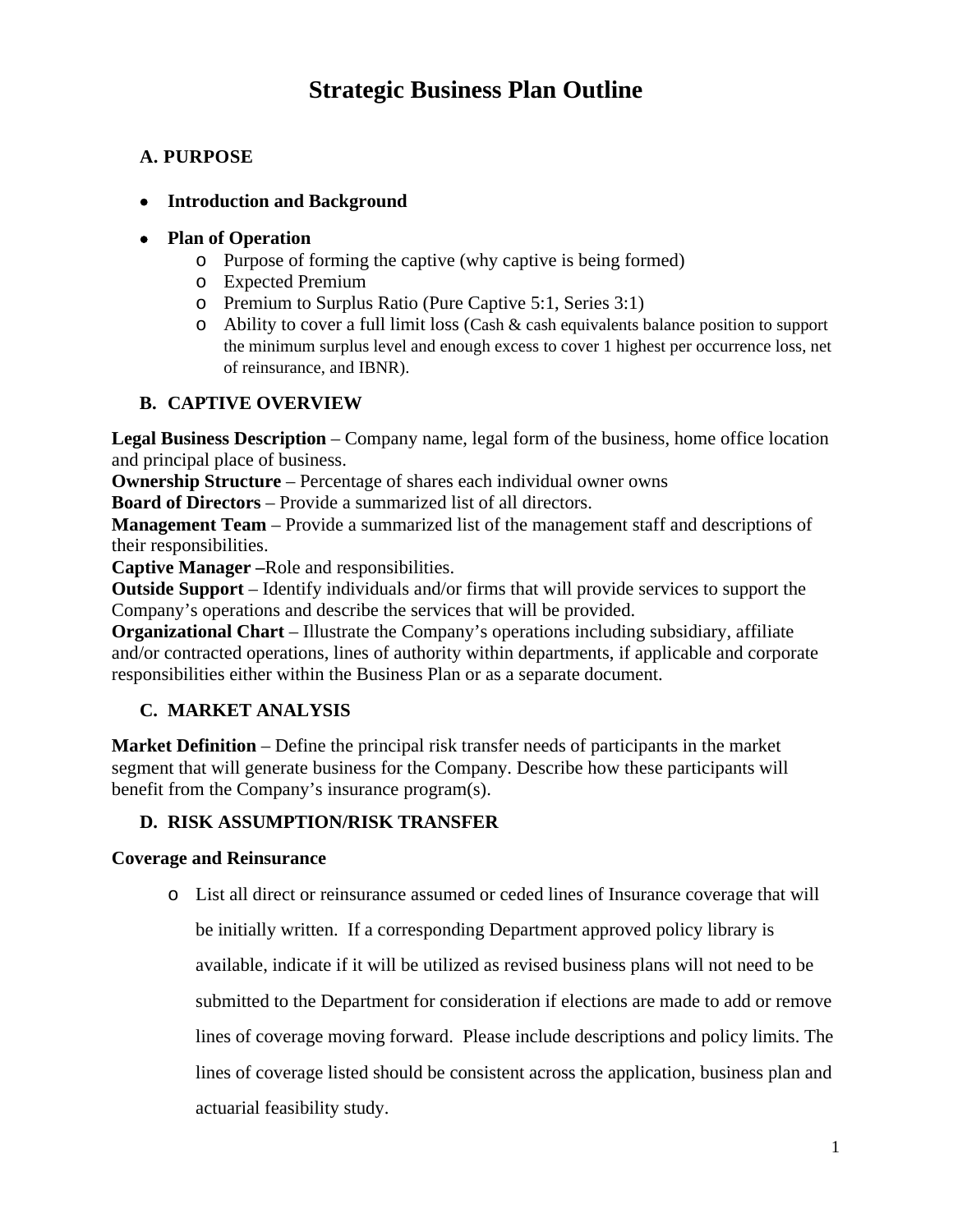# Strategic Business Plan Outline

## A. PURPOSE

- **Introduction and Background**
- **Plan of Operation**
  - Purpose of forming the captive (why captive is being formed)
  - Expected Premium
  - Premium to Surplus Ratio (Pure Captive 5:1, Series 3:1)
  - Ability to cover a full limit loss (Cash & cash equivalents balance position to support the minimum surplus level and enough excess to cover 1 highest per occurrence loss, net of reinsurance, and IBNR).

## B. CAPTIVE OVERVIEW

**Legal Business Description** – Company name, legal form of the business, home office location and principal place of business.
**Ownership Structure** – Percentage of shares each individual owner owns
**Board of Directors** – Provide a summarized list of all directors.
**Management Team** – Provide a summarized list of the management staff and descriptions of their responsibilities.
**Captive Manager –**Role and responsibilities.
**Outside Support** – Identify individuals and/or firms that will provide services to support the Company's operations and describe the services that will be provided.
**Organizational Chart** – Illustrate the Company's operations including subsidiary, affiliate and/or contracted operations, lines of authority within departments, if applicable and corporate responsibilities either within the Business Plan or as a separate document.

## C. MARKET ANALYSIS

**Market Definition** – Define the principal risk transfer needs of participants in the market segment that will generate business for the Company. Describe how these participants will benefit from the Company's insurance program(s).

## D. RISK ASSUMPTION/RISK TRANSFER

**Coverage and Reinsurance**

- List all direct or reinsurance assumed or ceded lines of Insurance coverage that will be initially written. If a corresponding Department approved policy library is available, indicate if it will be utilized as revised business plans will not need to be submitted to the Department for consideration if elections are made to add or remove lines of coverage moving forward. Please include descriptions and policy limits. The lines of coverage listed should be consistent across the application, business plan and actuarial feasibility study.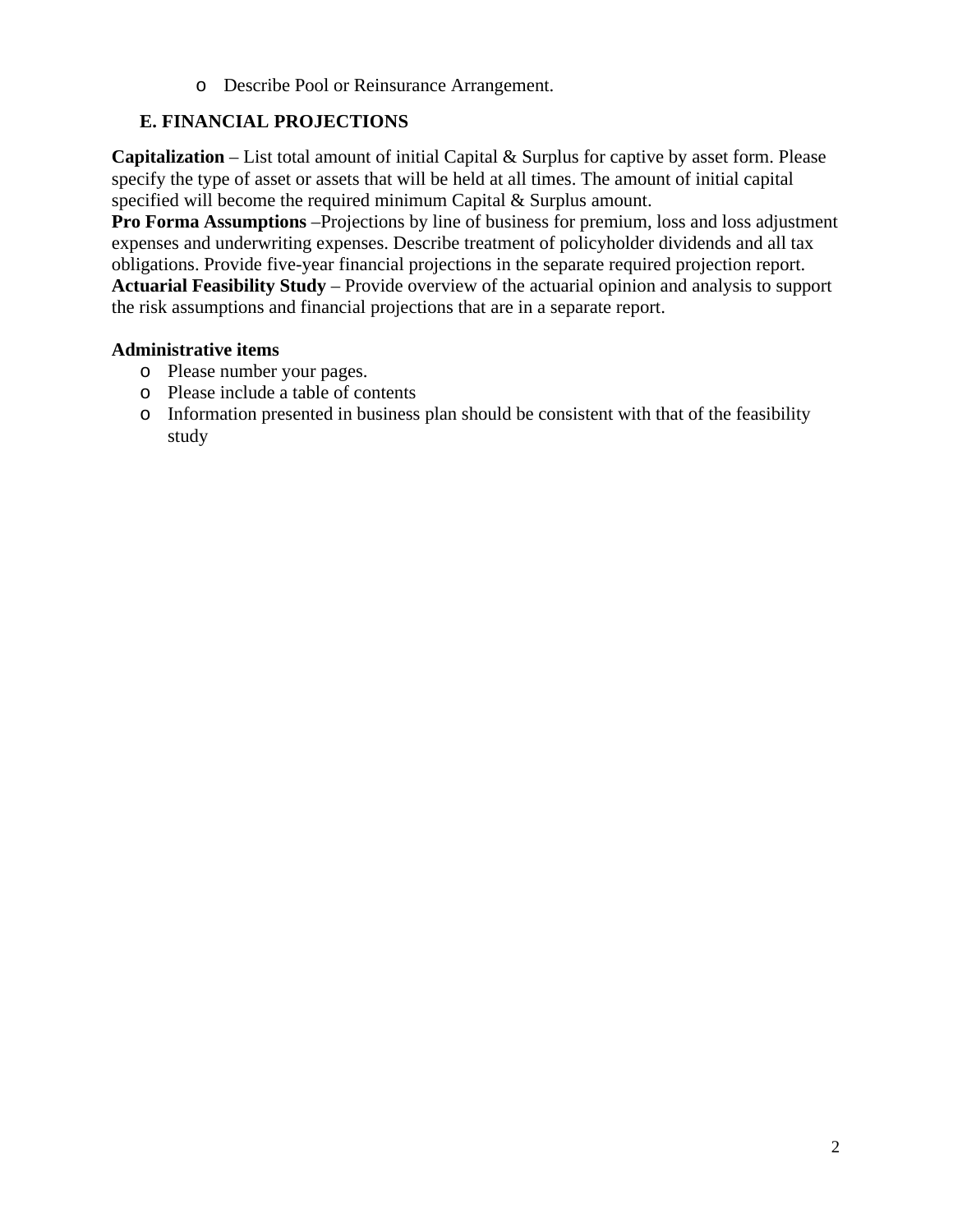- Describe Pool or Reinsurance Arrangement.

## E. FINANCIAL PROJECTIONS

**Capitalization** – List total amount of initial Capital & Surplus for captive by asset form. Please specify the type of asset or assets that will be held at all times. The amount of initial capital specified will become the required minimum Capital & Surplus amount.
**Pro Forma Assumptions** –Projections by line of business for premium, loss and loss adjustment expenses and underwriting expenses. Describe treatment of policyholder dividends and all tax obligations. Provide five-year financial projections in the separate required projection report.
**Actuarial Feasibility Study** – Provide overview of the actuarial opinion and analysis to support the risk assumptions and financial projections that are in a separate report.

**Administrative items**

- Please number your pages.
- Please include a table of contents
- Information presented in business plan should be consistent with that of the feasibility study